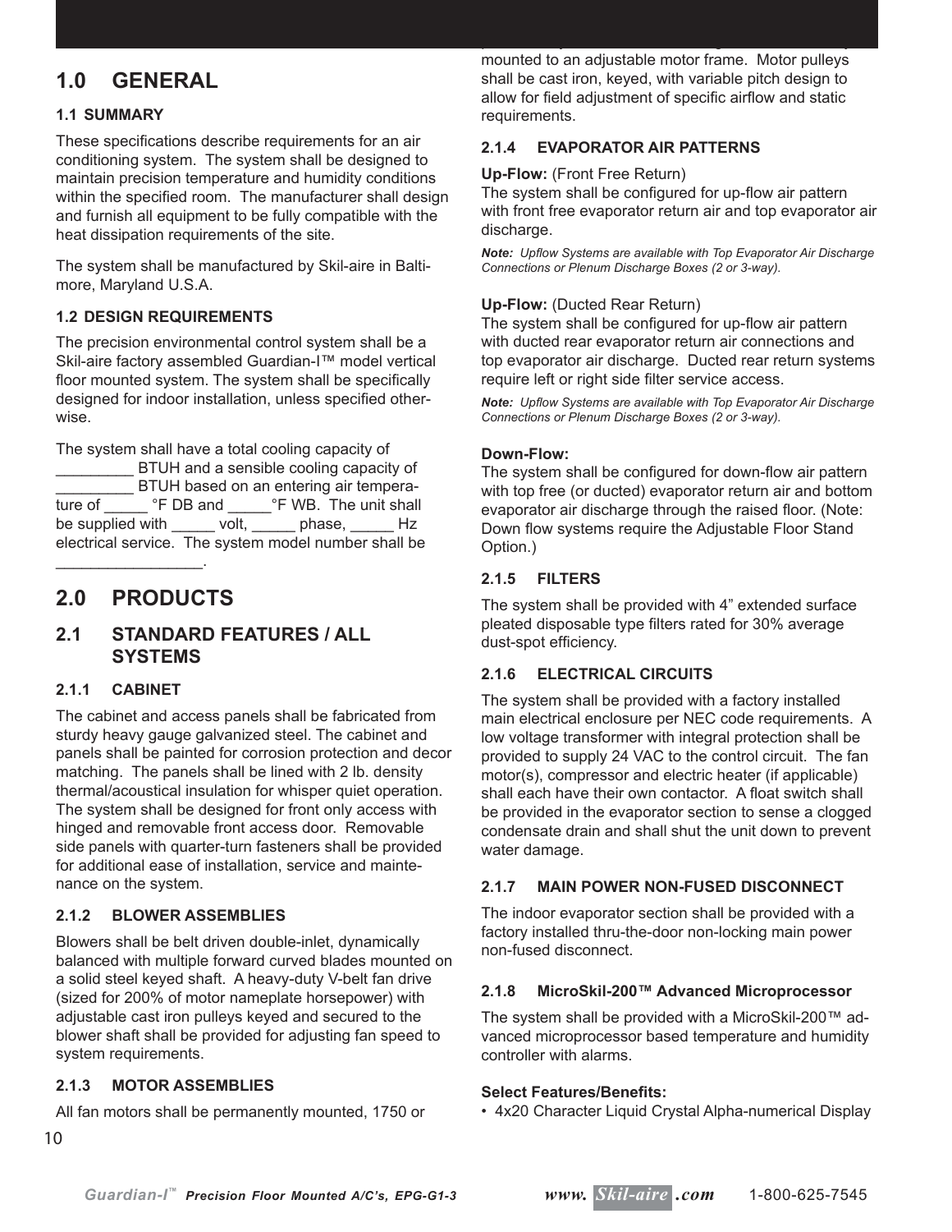# 1.0 GENERAL

### 1.1 SUMMARY

These specifications describe requirements for an air conditioning system. The system shall be designed to maintain precision temperature and humidity conditions within the specified room. The manufacturer shall design and furnish all equipment to be fully compatible with the heat dissipation requirements of the site.

The system shall be manufactured by Skil-aire in Baltimore, Maryland U.S.A.

### 1.2 DESIGN REQUIREMENTS

The precision environmental control system shall be a Skil-aire factory assembled Guardian-I™ model vertical floor mounted system. The system shall be specifically designed for indoor installation, unless specified otherwise.

The system shall have a total cooling capacity of _________ BTUH and a sensible cooling capacity of _________ BTUH based on an entering air temperature of _____ °F DB and _____°F WB. The unit shall be supplied with _____ volt, _____ phase, _____ Hz electrical service. The system model number shall be _________________.

# 2.0 PRODUCTS

## 2.1 STANDARD FEATURES / ALL SYSTEMS

### 2.1.1 CABINET

The cabinet and access panels shall be fabricated from sturdy heavy gauge galvanized steel. The cabinet and panels shall be painted for corrosion protection and decor matching. The panels shall be lined with 2 lb. density thermal/acoustical insulation for whisper quiet operation. The system shall be designed for front only access with hinged and removable front access door. Removable side panels with quarter-turn fasteners shall be provided for additional ease of installation, service and maintenance on the system.

### 2.1.2 BLOWER ASSEMBLIES

Blowers shall be belt driven double-inlet, dynamically balanced with multiple forward curved blades mounted on a solid steel keyed shaft. A heavy-duty V-belt fan drive (sized for 200% of motor nameplate horsepower) with adjustable cast iron pulleys keyed and secured to the blower shaft shall be provided for adjusting fan speed to system requirements.

### 2.1.3 MOTOR ASSEMBLIES

All fan motors shall be permanently mounted, 1750 or mounted to an adjustable motor frame. Motor pulleys shall be cast iron, keyed, with variable pitch design to allow for field adjustment of specific airflow and static requirements.

### 2.1.4 EVAPORATOR AIR PATTERNS

**Up-Flow:** (Front Free Return)
The system shall be configured for up-flow air pattern with front free evaporator return air and top evaporator air discharge.

***Note:** Upflow Systems are available with Top Evaporator Air Discharge Connections or Plenum Discharge Boxes (2 or 3-way).*

**Up-Flow:** (Ducted Rear Return)
The system shall be configured for up-flow air pattern with ducted rear evaporator return air connections and top evaporator air discharge. Ducted rear return systems require left or right side filter service access.

***Note:** Upflow Systems are available with Top Evaporator Air Discharge Connections or Plenum Discharge Boxes (2 or 3-way).*

**Down-Flow:**
The system shall be configured for down-flow air pattern with top free (or ducted) evaporator return air and bottom evaporator air discharge through the raised floor. (Note: Down flow systems require the Adjustable Floor Stand Option.)

### 2.1.5 FILTERS

The system shall be provided with 4" extended surface pleated disposable type filters rated for 30% average dust-spot efficiency.

### 2.1.6 ELECTRICAL CIRCUITS

The system shall be provided with a factory installed main electrical enclosure per NEC code requirements. A low voltage transformer with integral protection shall be provided to supply 24 VAC to the control circuit. The fan motor(s), compressor and electric heater (if applicable) shall each have their own contactor. A float switch shall be provided in the evaporator section to sense a clogged condensate drain and shall shut the unit down to prevent water damage.

### 2.1.7 MAIN POWER NON-FUSED DISCONNECT

The indoor evaporator section shall be provided with a factory installed thru-the-door non-locking main power non-fused disconnect.

### 2.1.8 MicroSkil-200™ Advanced Microprocessor

The system shall be provided with a MicroSkil-200™ advanced microprocessor based temperature and humidity controller with alarms.

**Select Features/Benefits:**

- 4x20 Character Liquid Crystal Alpha-numerical Display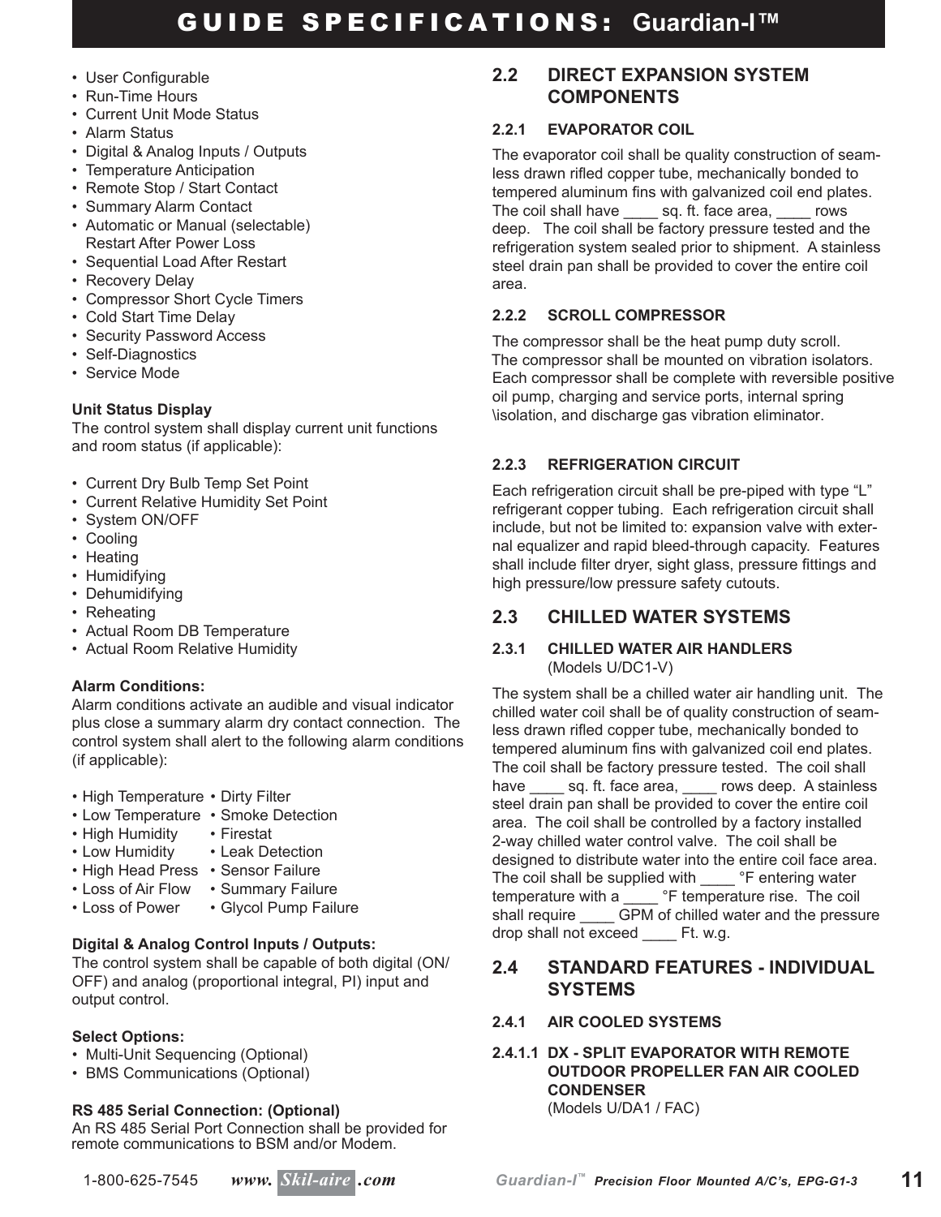- User Configurable
- Run-Time Hours
- Current Unit Mode Status
- Alarm Status
- Digital & Analog Inputs / Outputs
- Temperature Anticipation
- Remote Stop / Start Contact
- Summary Alarm Contact
- Automatic or Manual (selectable) Restart After Power Loss
- Sequential Load After Restart
- Recovery Delay
- Compressor Short Cycle Timers
- Cold Start Time Delay
- Security Password Access
- Self-Diagnostics
- Service Mode

**Unit Status Display**
The control system shall display current unit functions and room status (if applicable):

- Current Dry Bulb Temp Set Point
- Current Relative Humidity Set Point
- System ON/OFF
- Cooling
- Heating
- Humidifying
- Dehumidifying
- Reheating
- Actual Room DB Temperature
- Actual Room Relative Humidity

**Alarm Conditions:**
Alarm conditions activate an audible and visual indicator plus close a summary alarm dry contact connection. The control system shall alert to the following alarm conditions (if applicable):

- High Temperature
- Low Temperature
- High Humidity
- Low Humidity
- High Head Press
- Loss of Air Flow
- Loss of Power
- Dirty Filter
- Smoke Detection
- Firestat
- Leak Detection
- Sensor Failure
- Summary Failure
- Glycol Pump Failure

**Digital & Analog Control Inputs / Outputs:**
The control system shall be capable of both digital (ON/OFF) and analog (proportional integral, PI) input and output control.

**Select Options:**
- Multi-Unit Sequencing (Optional)
- BMS Communications (Optional)

**RS 485 Serial Connection: (Optional)**
An RS 485 Serial Port Connection shall be provided for remote communications to BSM and/or Modem.

## 2.2 DIRECT EXPANSION SYSTEM COMPONENTS

### 2.2.1 EVAPORATOR COIL

The evaporator coil shall be quality construction of seamless drawn rifled copper tube, mechanically bonded to tempered aluminum fins with galvanized coil end plates. The coil shall have ____ sq. ft. face area, ____ rows deep. The coil shall be factory pressure tested and the refrigeration system sealed prior to shipment. A stainless steel drain pan shall be provided to cover the entire coil area.

### 2.2.2 SCROLL COMPRESSOR

The compressor shall be the heat pump duty scroll. The compressor shall be mounted on vibration isolators. Each compressor shall be complete with reversible positive oil pump, charging and service ports, internal spring \isolation, and discharge gas vibration eliminator.

### 2.2.3 REFRIGERATION CIRCUIT

Each refrigeration circuit shall be pre-piped with type "L" refrigerant copper tubing. Each refrigeration circuit shall include, but not be limited to: expansion valve with external equalizer and rapid bleed-through capacity. Features shall include filter dryer, sight glass, pressure fittings and high pressure/low pressure safety cutouts.

## 2.3 CHILLED WATER SYSTEMS

### 2.3.1 CHILLED WATER AIR HANDLERS
(Models U/DC1-V)

The system shall be a chilled water air handling unit. The chilled water coil shall be of quality construction of seamless drawn rifled copper tube, mechanically bonded to tempered aluminum fins with galvanized coil end plates. The coil shall be factory pressure tested. The coil shall have ____ sq. ft. face area, ____ rows deep. A stainless steel drain pan shall be provided to cover the entire coil area. The coil shall be controlled by a factory installed 2-way chilled water control valve. The coil shall be designed to distribute water into the entire coil face area. The coil shall be supplied with ____ °F entering water temperature with a ____ °F temperature rise. The coil shall require ____ GPM of chilled water and the pressure drop shall not exceed ____ Ft. w.g.

## 2.4 STANDARD FEATURES - INDIVIDUAL SYSTEMS

### 2.4.1 AIR COOLED SYSTEMS

#### 2.4.1.1 DX - SPLIT EVAPORATOR WITH REMOTE OUTDOOR PROPELLER FAN AIR COOLED CONDENSER
(Models U/DA1 / FAC)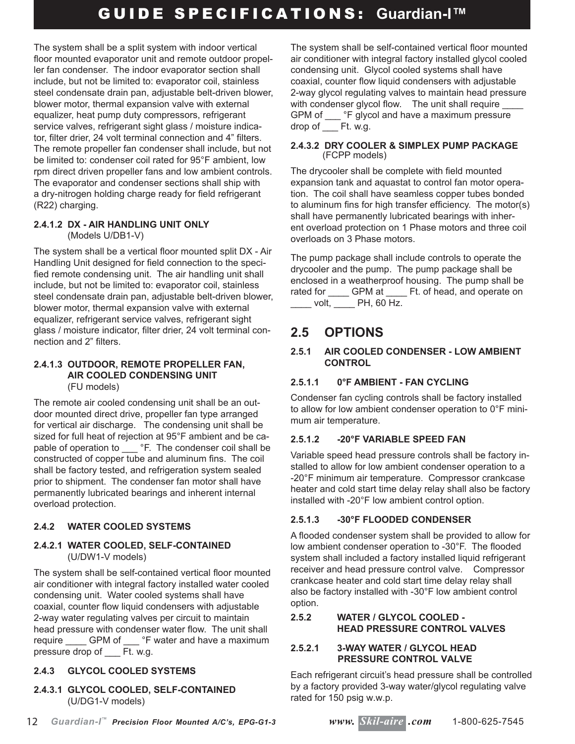The system shall be a split system with indoor vertical floor mounted evaporator unit and remote outdoor propeller fan condenser. The indoor evaporator section shall include, but not be limited to: evaporator coil, stainless steel condensate drain pan, adjustable belt-driven blower, blower motor, thermal expansion valve with external equalizer, heat pump duty compressors, refrigerant service valves, refrigerant sight glass / moisture indicator, filter drier, 24 volt terminal connection and 4" filters. The remote propeller fan condenser shall include, but not be limited to: condenser coil rated for 95°F ambient, low rpm direct driven propeller fans and low ambient controls. The evaporator and condenser sections shall ship with a dry-nitrogen holding charge ready for field refrigerant (R22) charging.

#### 2.4.1.2 DX - AIR HANDLING UNIT ONLY
(Models U/DB1-V)

The system shall be a vertical floor mounted split DX - Air Handling Unit designed for field connection to the specified remote condensing unit. The air handling unit shall include, but not be limited to: evaporator coil, stainless steel condensate drain pan, adjustable belt-driven blower, blower motor, thermal expansion valve with external equalizer, refrigerant service valves, refrigerant sight glass / moisture indicator, filter drier, 24 volt terminal connection and 2" filters.

#### 2.4.1.3 OUTDOOR, REMOTE PROPELLER FAN, AIR COOLED CONDENSING UNIT
(FU models)

The remote air cooled condensing unit shall be an outdoor mounted direct drive, propeller fan type arranged for vertical air discharge. The condensing unit shall be sized for full heat of rejection at 95°F ambient and be capable of operation to ___ °F. The condenser coil shall be constructed of copper tube and aluminum fins. The coil shall be factory tested, and refrigeration system sealed prior to shipment. The condenser fan motor shall have permanently lubricated bearings and inherent internal overload protection.

### 2.4.2 WATER COOLED SYSTEMS

#### 2.4.2.1 WATER COOLED, SELF-CONTAINED
(U/DW1-V models)

The system shall be self-contained vertical floor mounted air conditioner with integral factory installed water cooled condensing unit. Water cooled systems shall have coaxial, counter flow liquid condensers with adjustable 2-way water regulating valves per circuit to maintain head pressure with condenser water flow. The unit shall require ____ GPM of ___ °F water and have a maximum pressure drop of ___ Ft. w.g.

### 2.4.3 GLYCOL COOLED SYSTEMS

#### 2.4.3.1 GLYCOL COOLED, SELF-CONTAINED
(U/DG1-V models)

The system shall be self-contained vertical floor mounted air conditioner with integral factory installed glycol cooled condensing unit. Glycol cooled systems shall have coaxial, counter flow liquid condensers with adjustable 2-way glycol regulating valves to maintain head pressure with condenser glycol flow. The unit shall require ____ GPM of ___ °F glycol and have a maximum pressure drop of ___ Ft. w.g.

#### 2.4.3.2 DRY COOLER & SIMPLEX PUMP PACKAGE
(FCPP models)

The drycooler shall be complete with field mounted expansion tank and aquastat to control fan motor operation. The coil shall have seamless copper tubes bonded to aluminum fins for high transfer efficiency. The motor(s) shall have permanently lubricated bearings with inherent overload protection on 1 Phase motors and three coil overloads on 3 Phase motors.

The pump package shall include controls to operate the drycooler and the pump. The pump package shall be enclosed in a weatherproof housing. The pump shall be rated for ____ GPM at ____ Ft. of head, and operate on ____ volt, ____ PH, 60 Hz.

## 2.5 OPTIONS

### 2.5.1 AIR COOLED CONDENSER - LOW AMBIENT CONTROL

#### 2.5.1.1 0°F AMBIENT - FAN CYCLING

Condenser fan cycling controls shall be factory installed to allow for low ambient condenser operation to 0°F minimum air temperature.

#### 2.5.1.2 -20°F VARIABLE SPEED FAN

Variable speed head pressure controls shall be factory installed to allow for low ambient condenser operation to a -20°F minimum air temperature. Compressor crankcase heater and cold start time delay relay shall also be factory installed with -20°F low ambient control option.

#### 2.5.1.3 -30°F FLOODED CONDENSER

A flooded condenser system shall be provided to allow for low ambient condenser operation to -30°F. The flooded system shall included a factory installed liquid refrigerant receiver and head pressure control valve. Compressor crankcase heater and cold start time delay relay shall also be factory installed with -30°F low ambient control option.

### 2.5.2 WATER / GLYCOL COOLED - HEAD PRESSURE CONTROL VALVES

#### 2.5.2.1 3-WAY WATER / GLYCOL HEAD PRESSURE CONTROL VALVE

Each refrigerant circuit's head pressure shall be controlled by a factory provided 3-way water/glycol regulating valve rated for 150 psig w.w.p.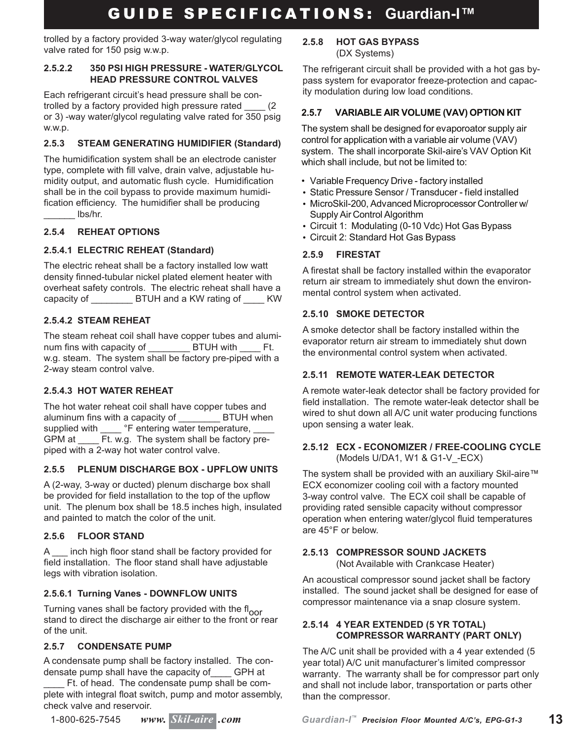trolled by a factory provided 3-way water/glycol regulating valve rated for 150 psig w.w.p.

#### 2.5.2.2 350 PSI HIGH PRESSURE - WATER/GLYCOL HEAD PRESSURE CONTROL VALVES

Each refrigerant circuit's head pressure shall be controlled by a factory provided high pressure rated ____ (2 or 3) -way water/glycol regulating valve rated for 350 psig w.w.p.

### 2.5.3 STEAM GENERATING HUMIDIFIER (Standard)

The humidification system shall be an electrode canister type, complete with fill valve, drain valve, adjustable humidity output, and automatic flush cycle. Humidification shall be in the coil bypass to provide maximum humidification efficiency. The humidifier shall be producing ______ lbs/hr.

### 2.5.4 REHEAT OPTIONS

#### 2.5.4.1 ELECTRIC REHEAT (Standard)

The electric reheat shall be a factory installed low watt density finned-tubular nickel plated element heater with overheat safety controls. The electric reheat shall have a capacity of ________ BTUH and a KW rating of ____ KW

#### 2.5.4.2 STEAM REHEAT

The steam reheat coil shall have copper tubes and aluminum fins with capacity of ________ BTUH with ____ Ft. w.g. steam. The system shall be factory pre-piped with a 2-way steam control valve.

#### 2.5.4.3 HOT WATER REHEAT

The hot water reheat coil shall have copper tubes and aluminum fins with a capacity of ________ BTUH when supplied with ____ °F entering water temperature, ____ GPM at ____ Ft. w.g. The system shall be factory pre-piped with a 2-way hot water control valve.

### 2.5.5 PLENUM DISCHARGE BOX - UPFLOW UNITS

A (2-way, 3-way or ducted) plenum discharge box shall be provided for field installation to the top of the upflow unit. The plenum box shall be 18.5 inches high, insulated and painted to match the color of the unit.

### 2.5.6 FLOOR STAND

A ___ inch high floor stand shall be factory provided for field installation. The floor stand shall have adjustable legs with vibration isolation.

#### 2.5.6.1 Turning Vanes - DOWNFLOW UNITS

Turning vanes shall be factory provided with the floor stand to direct the discharge air either to the front or rear of the unit.

### 2.5.7 CONDENSATE PUMP

A condensate pump shall be factory installed. The condensate pump shall have the capacity of____ GPH at ____ Ft. of head. The condensate pump shall be complete with integral float switch, pump and motor assembly, check valve and reservoir.

### 2.5.8 HOT GAS BYPASS
(DX Systems)

The refrigerant circuit shall be provided with a hot gas bypass system for evaporator freeze-protection and capacity modulation during low load conditions.

### 2.5.7 VARIABLE AIR VOLUME (VAV) OPTION KIT

The system shall be designed for evaporoator supply air control for application with a variable air volume (VAV) system. The shall incorporate Skil-aire's VAV Option Kit which shall include, but not be limited to:

- Variable Frequency Drive - factory installed
- Static Pressure Sensor / Transducer - field installed
- MicroSkil-200, Advanced Microprocessor Controller w/ Supply Air Control Algorithm
- Circuit 1: Modulating (0-10 Vdc) Hot Gas Bypass
- Circuit 2: Standard Hot Gas Bypass

### 2.5.9 FIRESTAT

A firestat shall be factory installed within the evaporator return air stream to immediately shut down the environmental control system when activated.

### 2.5.10 SMOKE DETECTOR

A smoke detector shall be factory installed within the evaporator return air stream to immediately shut down the environmental control system when activated.

### 2.5.11 REMOTE WATER-LEAK DETECTOR

A remote water-leak detector shall be factory provided for field installation. The remote water-leak detector shall be wired to shut down all A/C unit water producing functions upon sensing a water leak.

### 2.5.12 ECX - ECONOMIZER / FREE-COOLING CYCLE
(Models U/DA1, W1 & G1-V_-ECX)

The system shall be provided with an auxiliary Skil-aire™ ECX economizer cooling coil with a factory mounted 3-way control valve. The ECX coil shall be capable of providing rated sensible capacity without compressor operation when entering water/glycol fluid temperatures are 45°F or below.

### 2.5.13 COMPRESSOR SOUND JACKETS
(Not Available with Crankcase Heater)

An acoustical compressor sound jacket shall be factory installed. The sound jacket shall be designed for ease of compressor maintenance via a snap closure system.

### 2.5.14 4 YEAR EXTENDED (5 YR TOTAL) COMPRESSOR WARRANTY (PART ONLY)

The A/C unit shall be provided with a 4 year extended (5 year total) A/C unit manufacturer's limited compressor warranty. The warranty shall be for compressor part only and shall not include labor, transportation or parts other than the compressor.